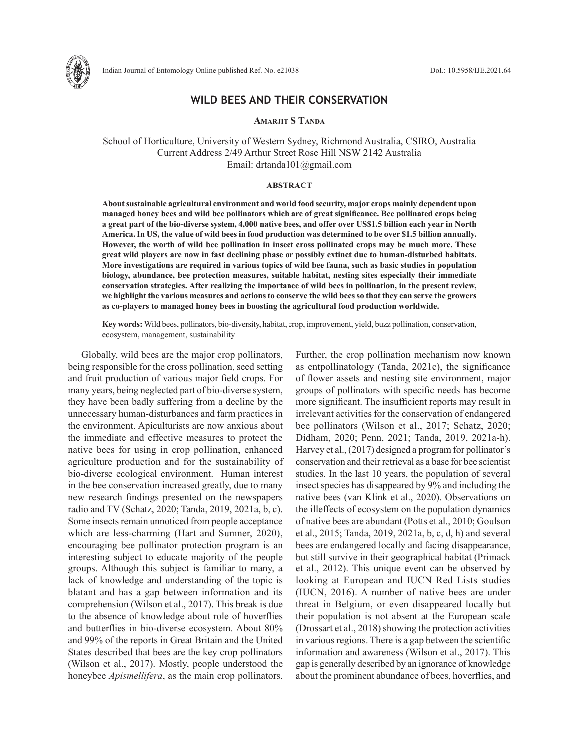# WILD BEES AND THEIR CONSERVATION

**Amarjit S Tanda**

School of Horticulture, University of Western Sydney, Richmond Australia, CSIRO, Australia
Current Address 2/49 Arthur Street Rose Hill NSW 2142 Australia
Email: drtanda101@gmail.com

## ABSTRACT

**About sustainable agricultural environment and world food security, major crops mainly dependent upon managed honey bees and wild bee pollinators which are of great significance. Bee pollinated crops being a great part of the bio-diverse system, 4,000 native bees, and offer over US$1.5 billion each year in North America. In US, the value of wild bees in food production was determined to be over $1.5 billion annually. However, the worth of wild bee pollination in insect cross pollinated crops may be much more. These great wild players are now in fast declining phase or possibly extinct due to human-disturbed habitats. More investigations are required in various topics of wild bee fauna, such as basic studies in population biology, abundance, bee protection measures, suitable habitat, nesting sites especially their immediate conservation strategies. After realizing the importance of wild bees in pollination, in the present review, we highlight the various measures and actions to conserve the wild bees so that they can serve the growers as co-players to managed honey bees in boosting the agricultural food production worldwide.**

**Key words:** Wild bees, pollinators, bio-diversity, habitat, crop, improvement, yield, buzz pollination, conservation, ecosystem, management, sustainability

Globally, wild bees are the major crop pollinators, being responsible for the cross pollination, seed setting and fruit production of various major field crops. For many years, being neglected part of bio-diverse system, they have been badly suffering from a decline by the unnecessary human-disturbances and farm practices in the environment. Apiculturists are now anxious about the immediate and effective measures to protect the native bees for using in crop pollination, enhanced agriculture production and for the sustainability of bio-diverse ecological environment. Human interest in the bee conservation increased greatly, due to many new research findings presented on the newspapers radio and TV (Schatz, 2020; Tanda, 2019, 2021a, b, c). Some insects remain unnoticed from people acceptance which are less-charming (Hart and Sumner, 2020), encouraging bee pollinator protection program is an interesting subject to educate majority of the people groups. Although this subject is familiar to many, a lack of knowledge and understanding of the topic is blatant and has a gap between information and its comprehension (Wilson et al., 2017). This break is due to the absence of knowledge about role of hoverflies and butterflies in bio-diverse ecosystem. About 80% and 99% of the reports in Great Britain and the United States described that bees are the key crop pollinators (Wilson et al., 2017). Mostly, people understood the honeybee *Apismellifera*, as the main crop pollinators. Further, the crop pollination mechanism now known as entpollinatology (Tanda, 2021c), the significance of flower assets and nesting site environment, major groups of pollinators with specific needs has become more significant. The insufficient reports may result in irrelevant activities for the conservation of endangered bee pollinators (Wilson et al., 2017; Schatz, 2020; Didham, 2020; Penn, 2021; Tanda, 2019, 2021a-h). Harvey et al., (2017) designed a program for pollinator's conservation and their retrieval as a base for bee scientist studies. In the last 10 years, the population of several insect species has disappeared by 9% and including the native bees (van Klink et al., 2020). Observations on the illeffects of ecosystem on the population dynamics of native bees are abundant (Potts et al., 2010; Goulson et al., 2015; Tanda, 2019, 2021a, b, c, d, h) and several bees are endangered locally and facing disappearance, but still survive in their geographical habitat (Primack et al., 2012). This unique event can be observed by looking at European and IUCN Red Lists studies (IUCN, 2016). A number of native bees are under threat in Belgium, or even disappeared locally but their population is not absent at the European scale (Drossart et al., 2018) showing the protection activities in various regions. There is a gap between the scientific information and awareness (Wilson et al., 2017). This gap is generally described by an ignorance of knowledge about the prominent abundance of bees, hoverflies, and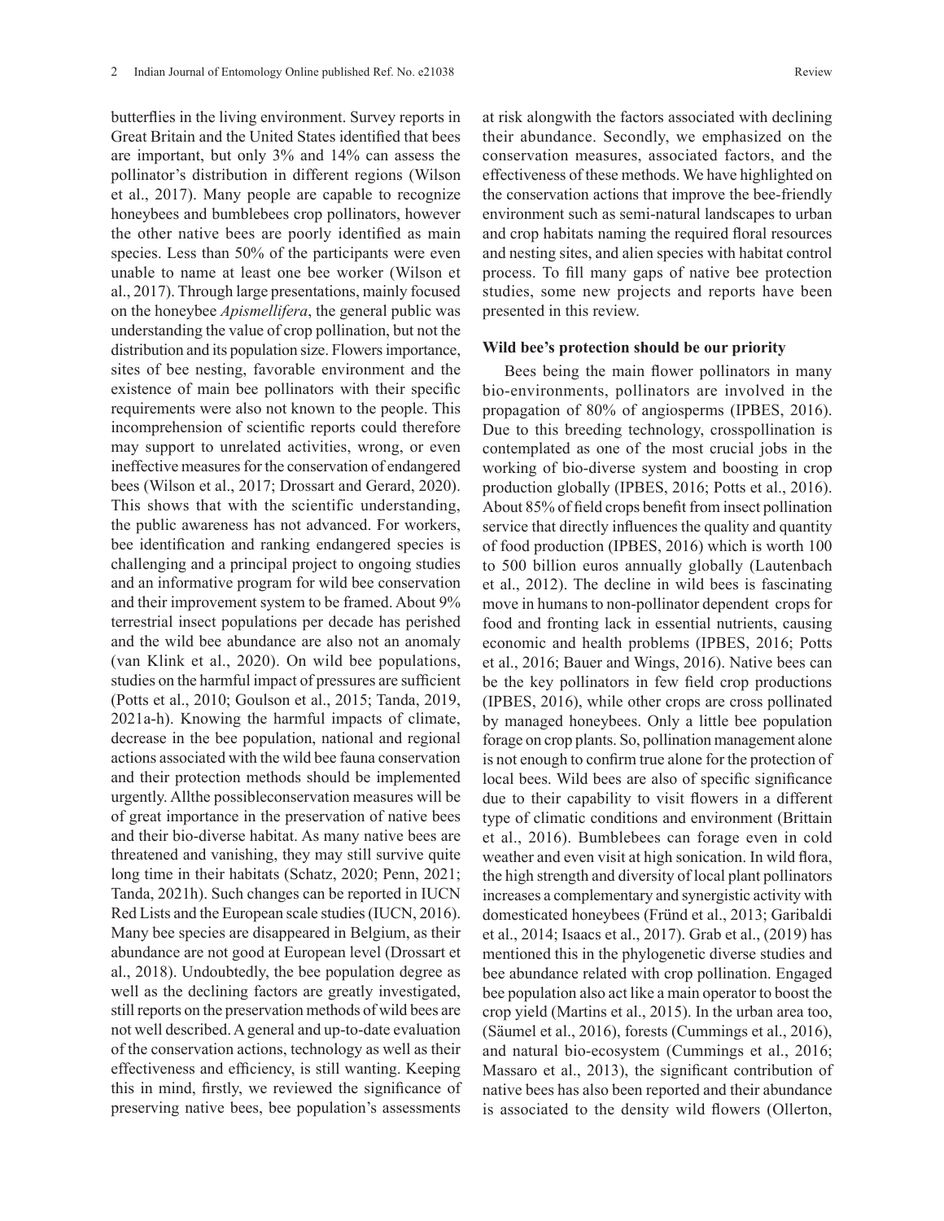butterflies in the living environment. Survey reports in Great Britain and the United States identified that bees are important, but only 3% and 14% can assess the pollinator's distribution in different regions (Wilson et al., 2017). Many people are capable to recognize honeybees and bumblebees crop pollinators, however the other native bees are poorly identified as main species. Less than 50% of the participants were even unable to name at least one bee worker (Wilson et al., 2017). Through large presentations, mainly focused on the honeybee *Apismellifera*, the general public was understanding the value of crop pollination, but not the distribution and its population size. Flowers importance, sites of bee nesting, favorable environment and the existence of main bee pollinators with their specific requirements were also not known to the people. This incomprehension of scientific reports could therefore may support to unrelated activities, wrong, or even ineffective measures for the conservation of endangered bees (Wilson et al., 2017; Drossart and Gerard, 2020). This shows that with the scientific understanding, the public awareness has not advanced. For workers, bee identification and ranking endangered species is challenging and a principal project to ongoing studies and an informative program for wild bee conservation and their improvement system to be framed. About 9% terrestrial insect populations per decade has perished and the wild bee abundance are also not an anomaly (van Klink et al., 2020). On wild bee populations, studies on the harmful impact of pressures are sufficient (Potts et al., 2010; Goulson et al., 2015; Tanda, 2019, 2021a-h). Knowing the harmful impacts of climate, decrease in the bee population, national and regional actions associated with the wild bee fauna conservation and their protection methods should be implemented urgently. Allthe possibleconservation measures will be of great importance in the preservation of native bees and their bio-diverse habitat. As many native bees are threatened and vanishing, they may still survive quite long time in their habitats (Schatz, 2020; Penn, 2021; Tanda, 2021h). Such changes can be reported in IUCN Red Lists and the European scale studies (IUCN, 2016). Many bee species are disappeared in Belgium, as their abundance are not good at European level (Drossart et al., 2018). Undoubtedly, the bee population degree as well as the declining factors are greatly investigated, still reports on the preservation methods of wild bees are not well described. A general and up-to-date evaluation of the conservation actions, technology as well as their effectiveness and efficiency, is still wanting. Keeping this in mind, firstly, we reviewed the significance of preserving native bees, bee population's assessments at risk alongwith the factors associated with declining their abundance. Secondly, we emphasized on the conservation measures, associated factors, and the effectiveness of these methods. We have highlighted on the conservation actions that improve the bee-friendly environment such as semi-natural landscapes to urban and crop habitats naming the required floral resources and nesting sites, and alien species with habitat control process. To fill many gaps of native bee protection studies, some new projects and reports have been presented in this review.

**Wild bee's protection should be our priority**

Bees being the main flower pollinators in many bio-environments, pollinators are involved in the propagation of 80% of angiosperms (IPBES, 2016). Due to this breeding technology, crosspollination is contemplated as one of the most crucial jobs in the working of bio-diverse system and boosting in crop production globally (IPBES, 2016; Potts et al., 2016). About 85% of field crops benefit from insect pollination service that directly influences the quality and quantity of food production (IPBES, 2016) which is worth 100 to 500 billion euros annually globally (Lautenbach et al., 2012). The decline in wild bees is fascinating move in humans to non-pollinator dependent crops for food and fronting lack in essential nutrients, causing economic and health problems (IPBES, 2016; Potts et al., 2016; Bauer and Wings, 2016). Native bees can be the key pollinators in few field crop productions (IPBES, 2016), while other crops are cross pollinated by managed honeybees. Only a little bee population forage on crop plants. So, pollination management alone is not enough to confirm true alone for the protection of local bees. Wild bees are also of specific significance due to their capability to visit flowers in a different type of climatic conditions and environment (Brittain et al., 2016). Bumblebees can forage even in cold weather and even visit at high sonication. In wild flora, the high strength and diversity of local plant pollinators increases a complementary and synergistic activity with domesticated honeybees (Fründ et al., 2013; Garibaldi et al., 2014; Isaacs et al., 2017). Grab et al., (2019) has mentioned this in the phylogenetic diverse studies and bee abundance related with crop pollination. Engaged bee population also act like a main operator to boost the crop yield (Martins et al., 2015). In the urban area too, (Säumel et al., 2016), forests (Cummings et al., 2016), and natural bio-ecosystem (Cummings et al., 2016; Massaro et al., 2013), the significant contribution of native bees has also been reported and their abundance is associated to the density wild flowers (Ollerton,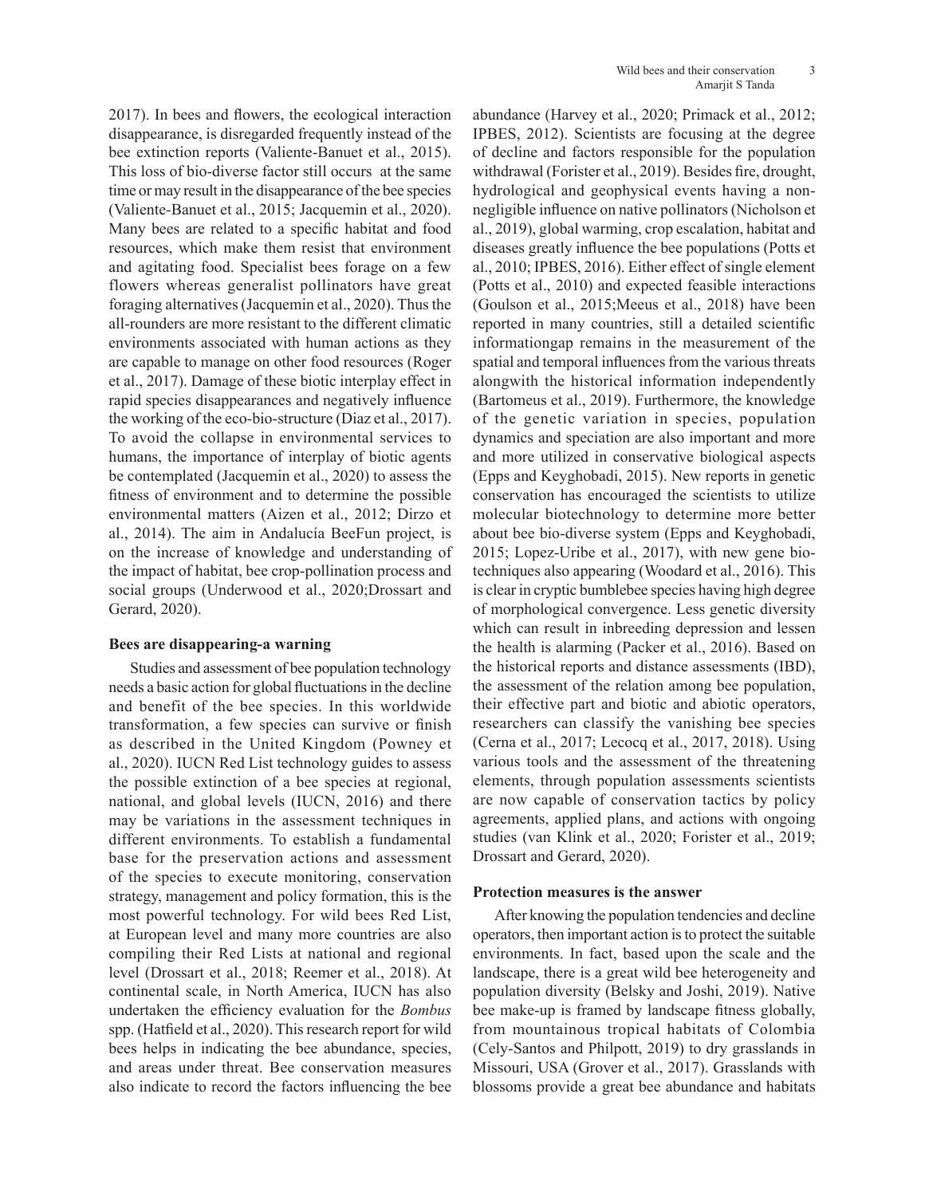2017). In bees and flowers, the ecological interaction disappearance, is disregarded frequently instead of the bee extinction reports (Valiente-Banuet et al., 2015). This loss of bio-diverse factor still occurs at the same time or may result in the disappearance of the bee species (Valiente-Banuet et al., 2015; Jacquemin et al., 2020). Many bees are related to a specific habitat and food resources, which make them resist that environment and agitating food. Specialist bees forage on a few flowers whereas generalist pollinators have great foraging alternatives (Jacquemin et al., 2020). Thus the all-rounders are more resistant to the different climatic environments associated with human actions as they are capable to manage on other food resources (Roger et al., 2017). Damage of these biotic interplay effect in rapid species disappearances and negatively influence the working of the eco-bio-structure (Diaz et al., 2017). To avoid the collapse in environmental services to humans, the importance of interplay of biotic agents be contemplated (Jacquemin et al., 2020) to assess the fitness of environment and to determine the possible environmental matters (Aizen et al., 2012; Dirzo et al., 2014). The aim in Andalucía BeeFun project, is on the increase of knowledge and understanding of the impact of habitat, bee crop-pollination process and social groups (Underwood et al., 2020;Drossart and Gerard, 2020).

**Bees are disappearing-a warning**

Studies and assessment of bee population technology needs a basic action for global fluctuations in the decline and benefit of the bee species. In this worldwide transformation, a few species can survive or finish as described in the United Kingdom (Powney et al., 2020). IUCN Red List technology guides to assess the possible extinction of a bee species at regional, national, and global levels (IUCN, 2016) and there may be variations in the assessment techniques in different environments. To establish a fundamental base for the preservation actions and assessment of the species to execute monitoring, conservation strategy, management and policy formation, this is the most powerful technology. For wild bees Red List, at European level and many more countries are also compiling their Red Lists at national and regional level (Drossart et al., 2018; Reemer et al., 2018). At continental scale, in North America, IUCN has also undertaken the efficiency evaluation for the *Bombus* spp. (Hatfield et al., 2020). This research report for wild bees helps in indicating the bee abundance, species, and areas under threat. Bee conservation measures also indicate to record the factors influencing the bee abundance (Harvey et al., 2020; Primack et al., 2012; IPBES, 2012). Scientists are focusing at the degree of decline and factors responsible for the population withdrawal (Forister et al., 2019). Besides fire, drought, hydrological and geophysical events having a non-negligible influence on native pollinators (Nicholson et al., 2019), global warming, crop escalation, habitat and diseases greatly influence the bee populations (Potts et al., 2010; IPBES, 2016). Either effect of single element (Potts et al., 2010) and expected feasible interactions (Goulson et al., 2015;Meeus et al., 2018) have been reported in many countries, still a detailed scientific informationgap remains in the measurement of the spatial and temporal influences from the various threats alongwith the historical information independently (Bartomeus et al., 2019). Furthermore, the knowledge of the genetic variation in species, population dynamics and speciation are also important and more and more utilized in conservative biological aspects (Epps and Keyghobadi, 2015). New reports in genetic conservation has encouraged the scientists to utilize molecular biotechnology to determine more better about bee bio-diverse system (Epps and Keyghobadi, 2015; Lopez-Uribe et al., 2017), with new gene bio-techniques also appearing (Woodard et al., 2016). This is clear in cryptic bumblebee species having high degree of morphological convergence. Less genetic diversity which can result in inbreeding depression and lessen the health is alarming (Packer et al., 2016). Based on the historical reports and distance assessments (IBD), the assessment of the relation among bee population, their effective part and biotic and abiotic operators, researchers can classify the vanishing bee species (Cerna et al., 2017; Lecocq et al., 2017, 2018). Using various tools and the assessment of the threatening elements, through population assessments scientists are now capable of conservation tactics by policy agreements, applied plans, and actions with ongoing studies (van Klink et al., 2020; Forister et al., 2019; Drossart and Gerard, 2020).

**Protection measures is the answer**

After knowing the population tendencies and decline operators, then important action is to protect the suitable environments. In fact, based upon the scale and the landscape, there is a great wild bee heterogeneity and population diversity (Belsky and Joshi, 2019). Native bee make-up is framed by landscape fitness globally, from mountainous tropical habitats of Colombia (Cely-Santos and Philpott, 2019) to dry grasslands in Missouri, USA (Grover et al., 2017). Grasslands with blossoms provide a great bee abundance and habitats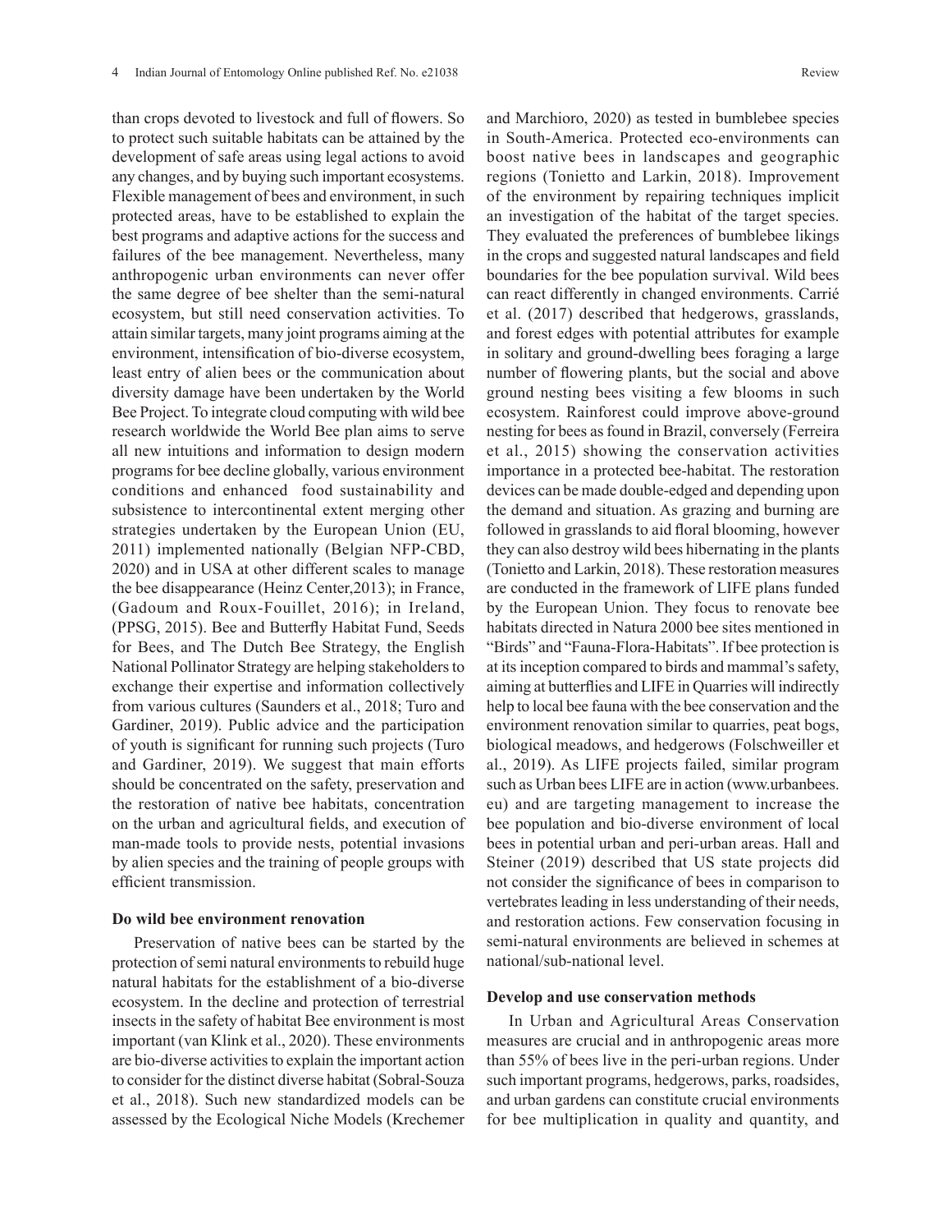than crops devoted to livestock and full of flowers. So to protect such suitable habitats can be attained by the development of safe areas using legal actions to avoid any changes, and by buying such important ecosystems. Flexible management of bees and environment, in such protected areas, have to be established to explain the best programs and adaptive actions for the success and failures of the bee management. Nevertheless, many anthropogenic urban environments can never offer the same degree of bee shelter than the semi-natural ecosystem, but still need conservation activities. To attain similar targets, many joint programs aiming at the environment, intensification of bio-diverse ecosystem, least entry of alien bees or the communication about diversity damage have been undertaken by the World Bee Project. To integrate cloud computing with wild bee research worldwide the World Bee plan aims to serve all new intuitions and information to design modern programs for bee decline globally, various environment conditions and enhanced food sustainability and subsistence to intercontinental extent merging other strategies undertaken by the European Union (EU, 2011) implemented nationally (Belgian NFP-CBD, 2020) and in USA at other different scales to manage the bee disappearance (Heinz Center,2013); in France, (Gadoum and Roux-Fouillet, 2016); in Ireland, (PPSG, 2015). Bee and Butterfly Habitat Fund, Seeds for Bees, and The Dutch Bee Strategy, the English National Pollinator Strategy are helping stakeholders to exchange their expertise and information collectively from various cultures (Saunders et al., 2018; Turo and Gardiner, 2019). Public advice and the participation of youth is significant for running such projects (Turo and Gardiner, 2019). We suggest that main efforts should be concentrated on the safety, preservation and the restoration of native bee habitats, concentration on the urban and agricultural fields, and execution of man-made tools to provide nests, potential invasions by alien species and the training of people groups with efficient transmission.

**Do wild bee environment renovation**

Preservation of native bees can be started by the protection of semi natural environments to rebuild huge natural habitats for the establishment of a bio-diverse ecosystem. In the decline and protection of terrestrial insects in the safety of habitat Bee environment is most important (van Klink et al., 2020). These environments are bio-diverse activities to explain the important action to consider for the distinct diverse habitat (Sobral-Souza et al., 2018). Such new standardized models can be assessed by the Ecological Niche Models (Krechemer and Marchioro, 2020) as tested in bumblebee species in South-America. Protected eco-environments can boost native bees in landscapes and geographic regions (Tonietto and Larkin, 2018). Improvement of the environment by repairing techniques implicit an investigation of the habitat of the target species. They evaluated the preferences of bumblebee likings in the crops and suggested natural landscapes and field boundaries for the bee population survival. Wild bees can react differently in changed environments. Carrié et al. (2017) described that hedgerows, grasslands, and forest edges with potential attributes for example in solitary and ground-dwelling bees foraging a large number of flowering plants, but the social and above ground nesting bees visiting a few blooms in such ecosystem. Rainforest could improve above-ground nesting for bees as found in Brazil, conversely (Ferreira et al., 2015) showing the conservation activities importance in a protected bee-habitat. The restoration devices can be made double-edged and depending upon the demand and situation. As grazing and burning are followed in grasslands to aid floral blooming, however they can also destroy wild bees hibernating in the plants (Tonietto and Larkin, 2018). These restoration measures are conducted in the framework of LIFE plans funded by the European Union. They focus to renovate bee habitats directed in Natura 2000 bee sites mentioned in "Birds" and "Fauna-Flora-Habitats". If bee protection is at its inception compared to birds and mammal's safety, aiming at butterflies and LIFE in Quarries will indirectly help to local bee fauna with the bee conservation and the environment renovation similar to quarries, peat bogs, biological meadows, and hedgerows (Folschweiller et al., 2019). As LIFE projects failed, similar program such as Urban bees LIFE are in action (www.urbanbees.eu) and are targeting management to increase the bee population and bio-diverse environment of local bees in potential urban and peri-urban areas. Hall and Steiner (2019) described that US state projects did not consider the significance of bees in comparison to vertebrates leading in less understanding of their needs, and restoration actions. Few conservation focusing in semi-natural environments are believed in schemes at national/sub-national level.

**Develop and use conservation methods**

In Urban and Agricultural Areas Conservation measures are crucial and in anthropogenic areas more than 55% of bees live in the peri-urban regions. Under such important programs, hedgerows, parks, roadsides, and urban gardens can constitute crucial environments for bee multiplication in quality and quantity, and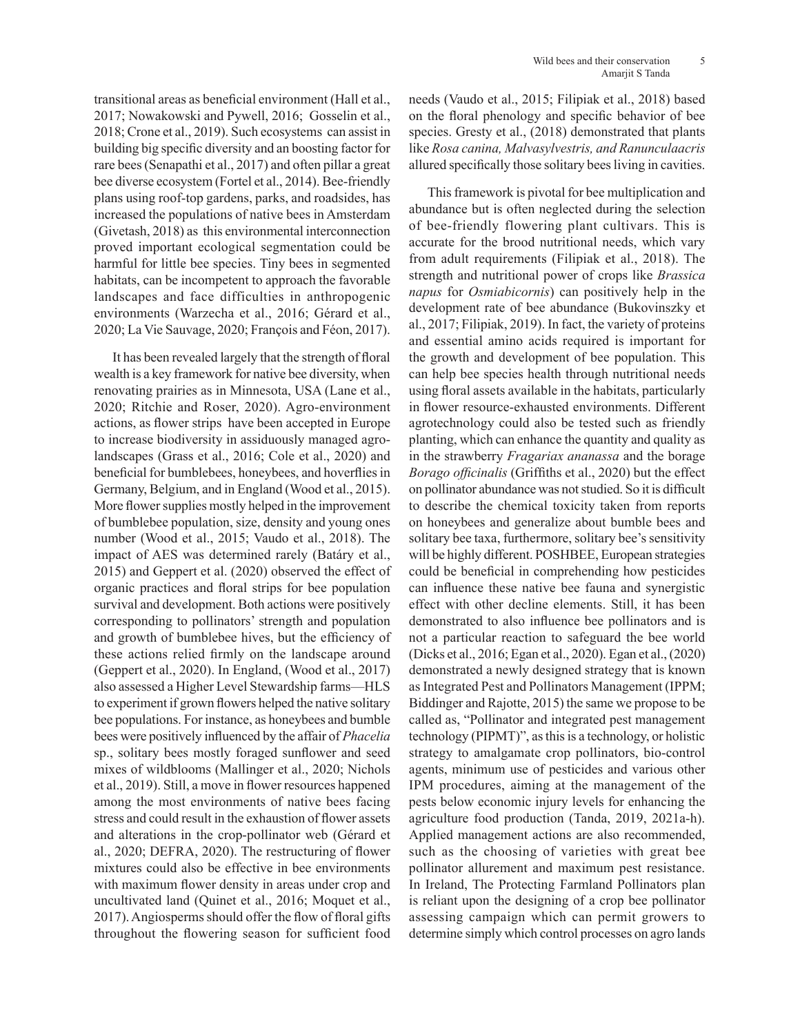transitional areas as beneficial environment (Hall et al., 2017; Nowakowski and Pywell, 2016; Gosselin et al., 2018; Crone et al., 2019). Such ecosystems can assist in building big specific diversity and an boosting factor for rare bees (Senapathi et al., 2017) and often pillar a great bee diverse ecosystem (Fortel et al., 2014). Bee-friendly plans using roof-top gardens, parks, and roadsides, has increased the populations of native bees in Amsterdam (Givetash, 2018) as this environmental interconnection proved important ecological segmentation could be harmful for little bee species. Tiny bees in segmented habitats, can be incompetent to approach the favorable landscapes and face difficulties in anthropogenic environments (Warzecha et al., 2016; Gérard et al., 2020; La Vie Sauvage, 2020; François and Féon, 2017).

It has been revealed largely that the strength of floral wealth is a key framework for native bee diversity, when renovating prairies as in Minnesota, USA (Lane et al., 2020; Ritchie and Roser, 2020). Agro-environment actions, as flower strips have been accepted in Europe to increase biodiversity in assiduously managed agro-landscapes (Grass et al., 2016; Cole et al., 2020) and beneficial for bumblebees, honeybees, and hoverflies in Germany, Belgium, and in England (Wood et al., 2015). More flower supplies mostly helped in the improvement of bumblebee population, size, density and young ones number (Wood et al., 2015; Vaudo et al., 2018). The impact of AES was determined rarely (Batáry et al., 2015) and Geppert et al. (2020) observed the effect of organic practices and floral strips for bee population survival and development. Both actions were positively corresponding to pollinators' strength and population and growth of bumblebee hives, but the efficiency of these actions relied firmly on the landscape around (Geppert et al., 2020). In England, (Wood et al., 2017) also assessed a Higher Level Stewardship farms—HLS to experiment if grown flowers helped the native solitary bee populations. For instance, as honeybees and bumble bees were positively influenced by the affair of *Phacelia* sp., solitary bees mostly foraged sunflower and seed mixes of wildblooms (Mallinger et al., 2020; Nichols et al., 2019). Still, a move in flower resources happened among the most environments of native bees facing stress and could result in the exhaustion of flower assets and alterations in the crop-pollinator web (Gérard et al., 2020; DEFRA, 2020). The restructuring of flower mixtures could also be effective in bee environments with maximum flower density in areas under crop and uncultivated land (Quinet et al., 2016; Moquet et al., 2017). Angiosperms should offer the flow of floral gifts throughout the flowering season for sufficient food needs (Vaudo et al., 2015; Filipiak et al., 2018) based on the floral phenology and specific behavior of bee species. Gresty et al., (2018) demonstrated that plants like *Rosa canina, Malvasylvestris, and Ranunculaacris* allured specifically those solitary bees living in cavities.

This framework is pivotal for bee multiplication and abundance but is often neglected during the selection of bee-friendly flowering plant cultivars. This is accurate for the brood nutritional needs, which vary from adult requirements (Filipiak et al., 2018). The strength and nutritional power of crops like *Brassica napus* for *Osmiabicornis*) can positively help in the development rate of bee abundance (Bukovinszky et al., 2017; Filipiak, 2019). In fact, the variety of proteins and essential amino acids required is important for the growth and development of bee population. This can help bee species health through nutritional needs using floral assets available in the habitats, particularly in flower resource-exhausted environments. Different agrotechnology could also be tested such as friendly planting, which can enhance the quantity and quality as in the strawberry *Fragariax ananassa* and the borage *Borago officinalis* (Griffiths et al., 2020) but the effect on pollinator abundance was not studied. So it is difficult to describe the chemical toxicity taken from reports on honeybees and generalize about bumble bees and solitary bee taxa, furthermore, solitary bee's sensitivity will be highly different. POSHBEE, European strategies could be beneficial in comprehending how pesticides can influence these native bee fauna and synergistic effect with other decline elements. Still, it has been demonstrated to also influence bee pollinators and is not a particular reaction to safeguard the bee world (Dicks et al., 2016; Egan et al., 2020). Egan et al., (2020) demonstrated a newly designed strategy that is known as Integrated Pest and Pollinators Management (IPPM; Biddinger and Rajotte, 2015) the same we propose to be called as, "Pollinator and integrated pest management technology (PIPMT)", as this is a technology, or holistic strategy to amalgamate crop pollinators, bio-control agents, minimum use of pesticides and various other IPM procedures, aiming at the management of the pests below economic injury levels for enhancing the agriculture food production (Tanda, 2019, 2021a-h). Applied management actions are also recommended, such as the choosing of varieties with great bee pollinator allurement and maximum pest resistance. In Ireland, The Protecting Farmland Pollinators plan is reliant upon the designing of a crop bee pollinator assessing campaign which can permit growers to determine simply which control processes on agro lands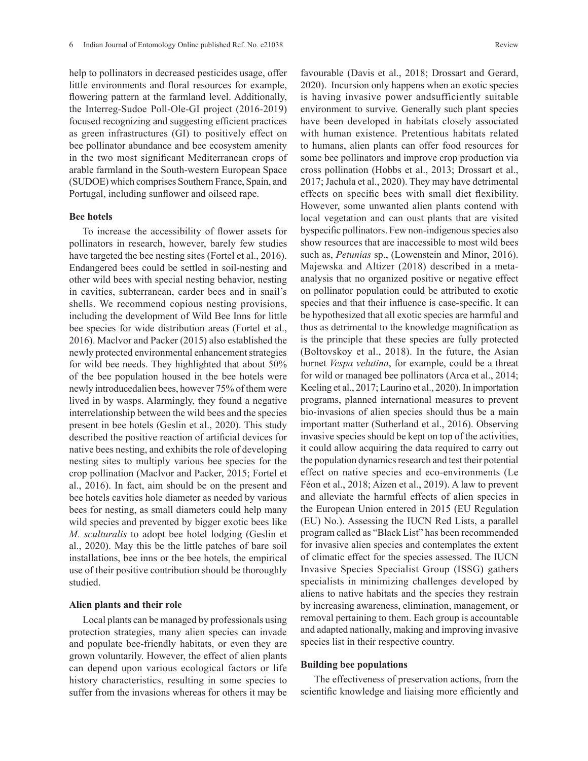help to pollinators in decreased pesticides usage, offer little environments and floral resources for example, flowering pattern at the farmland level. Additionally, the Interreg-Sudoe Poll-Ole-GI project (2016-2019) focused recognizing and suggesting efficient practices as green infrastructures (GI) to positively effect on bee pollinator abundance and bee ecosystem amenity in the two most significant Mediterranean crops of arable farmland in the South-western European Space (SUDOE) which comprises Southern France, Spain, and Portugal, including sunflower and oilseed rape.

### Bee hotels

To increase the accessibility of flower assets for pollinators in research, however, barely few studies have targeted the bee nesting sites (Fortel et al., 2016). Endangered bees could be settled in soil-nesting and other wild bees with special nesting behavior, nesting in cavities, subterranean, carder bees and in snail's shells. We recommend copious nesting provisions, including the development of Wild Bee Inns for little bee species for wide distribution areas (Fortel et al., 2016). Maclvor and Packer (2015) also established the newly protected environmental enhancement strategies for wild bee needs. They highlighted that about 50% of the bee population housed in the bee hotels were newly introducedalien bees, however 75% of them were lived in by wasps. Alarmingly, they found a negative interrelationship between the wild bees and the species present in bee hotels (Geslin et al., 2020). This study described the positive reaction of artificial devices for native bees nesting, and exhibits the role of developing nesting sites to multiply various bee species for the crop pollination (Maclvor and Packer, 2015; Fortel et al., 2016). In fact, aim should be on the present and bee hotels cavities hole diameter as needed by various bees for nesting, as small diameters could help many wild species and prevented by bigger exotic bees like *M. sculturalis* to adopt bee hotel lodging (Geslin et al., 2020). May this be the little patches of bare soil installations, bee inns or the bee hotels, the empirical use of their positive contribution should be thoroughly studied.

### Alien plants and their role

Local plants can be managed by professionals using protection strategies, many alien species can invade and populate bee-friendly habitats, or even they are grown voluntarily. However, the effect of alien plants can depend upon various ecological factors or life history characteristics, resulting in some species to suffer from the invasions whereas for others it may be favourable (Davis et al., 2018; Drossart and Gerard, 2020). Incursion only happens when an exotic species is having invasive power andsufficiently suitable environment to survive. Generally such plant species have been developed in habitats closely associated with human existence. Pretentious habitats related to humans, alien plants can offer food resources for some bee pollinators and improve crop production via cross pollination (Hobbs et al., 2013; Drossart et al., 2017; Jachuła et al., 2020). They may have detrimental effects on specific bees with small diet flexibility. However, some unwanted alien plants contend with local vegetation and can oust plants that are visited byspecific pollinators. Few non-indigenous species also show resources that are inaccessible to most wild bees such as, *Petunias* sp., (Lowenstein and Minor, 2016). Majewska and Altizer (2018) described in a meta-analysis that no organized positive or negative effect on pollinator population could be attributed to exotic species and that their influence is case-specific. It can be hypothesized that all exotic species are harmful and thus as detrimental to the knowledge magnification as is the principle that these species are fully protected (Boltovskoy et al., 2018). In the future, the Asian hornet *Vespa velutina*, for example, could be a threat for wild or managed bee pollinators (Arca et al., 2014; Keeling et al., 2017; Laurino et al., 2020). In importation programs, planned international measures to prevent bio-invasions of alien species should thus be a main important matter (Sutherland et al., 2016). Observing invasive species should be kept on top of the activities, it could allow acquiring the data required to carry out the population dynamics research and test their potential effect on native species and eco-environments (Le Féon et al., 2018; Aizen et al., 2019). A law to prevent and alleviate the harmful effects of alien species in the European Union entered in 2015 (EU Regulation (EU) No.). Assessing the IUCN Red Lists, a parallel program called as "Black List" has been recommended for invasive alien species and contemplates the extent of climatic effect for the species assessed. The IUCN Invasive Species Specialist Group (ISSG) gathers specialists in minimizing challenges developed by aliens to native habitats and the species they restrain by increasing awareness, elimination, management, or removal pertaining to them. Each group is accountable and adapted nationally, making and improving invasive species list in their respective country.

### Building bee populations

The effectiveness of preservation actions, from the scientific knowledge and liaising more efficiently and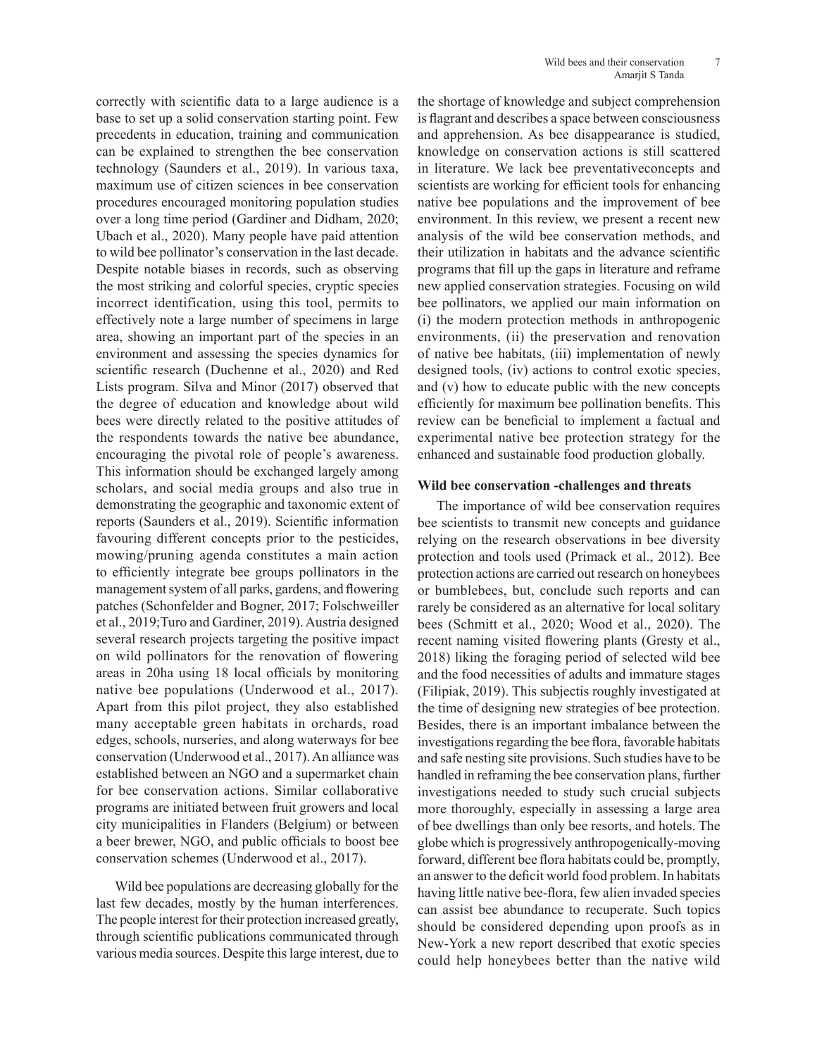correctly with scientific data to a large audience is a base to set up a solid conservation starting point. Few precedents in education, training and communication can be explained to strengthen the bee conservation technology (Saunders et al., 2019). In various taxa, maximum use of citizen sciences in bee conservation procedures encouraged monitoring population studies over a long time period (Gardiner and Didham, 2020; Ubach et al., 2020). Many people have paid attention to wild bee pollinator's conservation in the last decade. Despite notable biases in records, such as observing the most striking and colorful species, cryptic species incorrect identification, using this tool, permits to effectively note a large number of specimens in large area, showing an important part of the species in an environment and assessing the species dynamics for scientific research (Duchenne et al., 2020) and Red Lists program. Silva and Minor (2017) observed that the degree of education and knowledge about wild bees were directly related to the positive attitudes of the respondents towards the native bee abundance, encouraging the pivotal role of people's awareness. This information should be exchanged largely among scholars, and social media groups and also true in demonstrating the geographic and taxonomic extent of reports (Saunders et al., 2019). Scientific information favouring different concepts prior to the pesticides, mowing/pruning agenda constitutes a main action to efficiently integrate bee groups pollinators in the management system of all parks, gardens, and flowering patches (Schonfelder and Bogner, 2017; Folschweiller et al., 2019;Turo and Gardiner, 2019). Austria designed several research projects targeting the positive impact on wild pollinators for the renovation of flowering areas in 20ha using 18 local officials by monitoring native bee populations (Underwood et al., 2017). Apart from this pilot project, they also established many acceptable green habitats in orchards, road edges, schools, nurseries, and along waterways for bee conservation (Underwood et al., 2017). An alliance was established between an NGO and a supermarket chain for bee conservation actions. Similar collaborative programs are initiated between fruit growers and local city municipalities in Flanders (Belgium) or between a beer brewer, NGO, and public officials to boost bee conservation schemes (Underwood et al., 2017).

Wild bee populations are decreasing globally for the last few decades, mostly by the human interferences. The people interest for their protection increased greatly, through scientific publications communicated through various media sources. Despite this large interest, due to the shortage of knowledge and subject comprehension is flagrant and describes a space between consciousness and apprehension. As bee disappearance is studied, knowledge on conservation actions is still scattered in literature. We lack bee preventativeconcepts and scientists are working for efficient tools for enhancing native bee populations and the improvement of bee environment. In this review, we present a recent new analysis of the wild bee conservation methods, and their utilization in habitats and the advance scientific programs that fill up the gaps in literature and reframe new applied conservation strategies. Focusing on wild bee pollinators, we applied our main information on (i) the modern protection methods in anthropogenic environments, (ii) the preservation and renovation of native bee habitats, (iii) implementation of newly designed tools, (iv) actions to control exotic species, and (v) how to educate public with the new concepts efficiently for maximum bee pollination benefits. This review can be beneficial to implement a factual and experimental native bee protection strategy for the enhanced and sustainable food production globally.

## Wild bee conservation -challenges and threats

The importance of wild bee conservation requires bee scientists to transmit new concepts and guidance relying on the research observations in bee diversity protection and tools used (Primack et al., 2012). Bee protection actions are carried out research on honeybees or bumblebees, but, conclude such reports and can rarely be considered as an alternative for local solitary bees (Schmitt et al., 2020; Wood et al., 2020). The recent naming visited flowering plants (Gresty et al., 2018) liking the foraging period of selected wild bee and the food necessities of adults and immature stages (Filipiak, 2019). This subjectis roughly investigated at the time of designing new strategies of bee protection. Besides, there is an important imbalance between the investigations regarding the bee flora, favorable habitats and safe nesting site provisions. Such studies have to be handled in reframing the bee conservation plans, further investigations needed to study such crucial subjects more thoroughly, especially in assessing a large area of bee dwellings than only bee resorts, and hotels. The globe which is progressively anthropogenically-moving forward, different bee flora habitats could be, promptly, an answer to the deficit world food problem. In habitats having little native bee-flora, few alien invaded species can assist bee abundance to recuperate. Such topics should be considered depending upon proofs as in New-York a new report described that exotic species could help honeybees better than the native wild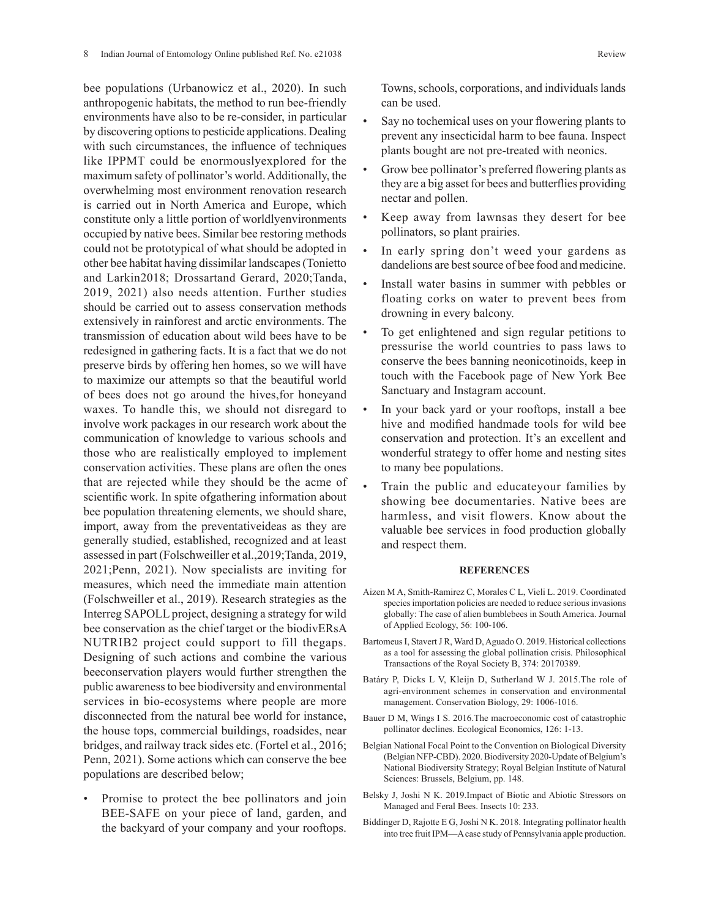bee populations (Urbanowicz et al., 2020). In such anthropogenic habitats, the method to run bee-friendly environments have also to be re-consider, in particular by discovering options to pesticide applications. Dealing with such circumstances, the influence of techniques like IPPMT could be enormouslyexplored for the maximum safety of pollinator's world. Additionally, the overwhelming most environment renovation research is carried out in North America and Europe, which constitute only a little portion of worldlyenvironments occupied by native bees. Similar bee restoring methods could not be prototypical of what should be adopted in other bee habitat having dissimilar landscapes (Tonietto and Larkin2018; Drossartand Gerard, 2020;Tanda, 2019, 2021) also needs attention. Further studies should be carried out to assess conservation methods extensively in rainforest and arctic environments. The transmission of education about wild bees have to be redesigned in gathering facts. It is a fact that we do not preserve birds by offering hen homes, so we will have to maximize our attempts so that the beautiful world of bees does not go around the hives,for honeyand waxes. To handle this, we should not disregard to involve work packages in our research work about the communication of knowledge to various schools and those who are realistically employed to implement conservation activities. These plans are often the ones that are rejected while they should be the acme of scientific work. In spite ofgathering information about bee population threatening elements, we should share, import, away from the preventativeideas as they are generally studied, established, recognized and at least assessed in part (Folschweiller et al.,2019;Tanda, 2019, 2021;Penn, 2021). Now specialists are inviting for measures, which need the immediate main attention (Folschweiller et al., 2019). Research strategies as the Interreg SAPOLL project, designing a strategy for wild bee conservation as the chief target or the biodivERsA NUTRIB2 project could support to fill thegaps. Designing of such actions and combine the various beeconservation players would further strengthen the public awareness to bee biodiversity and environmental services in bio-ecosystems where people are more disconnected from the natural bee world for instance, the house tops, commercial buildings, roadsides, near bridges, and railway track sides etc. (Fortel et al., 2016; Penn, 2021). Some actions which can conserve the bee populations are described below;

- Promise to protect the bee pollinators and join BEE-SAFE on your piece of land, garden, and the backyard of your company and your rooftops. Towns, schools, corporations, and individuals lands can be used.
- Say no tochemical uses on your flowering plants to prevent any insecticidal harm to bee fauna. Inspect plants bought are not pre-treated with neonics.
- Grow bee pollinator's preferred flowering plants as they are a big asset for bees and butterflies providing nectar and pollen.
- Keep away from lawnsas they desert for bee pollinators, so plant prairies.
- In early spring don't weed your gardens as dandelions are best source of bee food and medicine.
- Install water basins in summer with pebbles or floating corks on water to prevent bees from drowning in every balcony.
- To get enlightened and sign regular petitions to pressurise the world countries to pass laws to conserve the bees banning neonicotinoids, keep in touch with the Facebook page of New York Bee Sanctuary and Instagram account.
- In your back yard or your rooftops, install a bee hive and modified handmade tools for wild bee conservation and protection. It's an excellent and wonderful strategy to offer home and nesting sites to many bee populations.
- Train the public and educateyour families by showing bee documentaries. Native bees are harmless, and visit flowers. Know about the valuable bee services in food production globally and respect them.

## REFERENCES

Aizen M A, Smith-Ramirez C, Morales C L, Vieli L. 2019. Coordinated species importation policies are needed to reduce serious invasions globally: The case of alien bumblebees in South America. Journal of Applied Ecology, 56: 100-106.

Bartomeus I, Stavert J R, Ward D, Aguado O. 2019. Historical collections as a tool for assessing the global pollination crisis. Philosophical Transactions of the Royal Society B, 374: 20170389.

Batáry P, Dicks L V, Kleijn D, Sutherland W J. 2015.The role of agri-environment schemes in conservation and environmental management. Conservation Biology, 29: 1006-1016.

Bauer D M, Wings I S. 2016.The macroeconomic cost of catastrophic pollinator declines. Ecological Economics, 126: 1-13.

Belgian National Focal Point to the Convention on Biological Diversity (Belgian NFP-CBD). 2020. Biodiversity 2020-Update of Belgium's National Biodiversity Strategy; Royal Belgian Institute of Natural Sciences: Brussels, Belgium, pp. 148.

Belsky J, Joshi N K. 2019.Impact of Biotic and Abiotic Stressors on Managed and Feral Bees. Insects 10: 233.

Biddinger D, Rajotte E G, Joshi N K. 2018. Integrating pollinator health into tree fruit IPM—A case study of Pennsylvania apple production.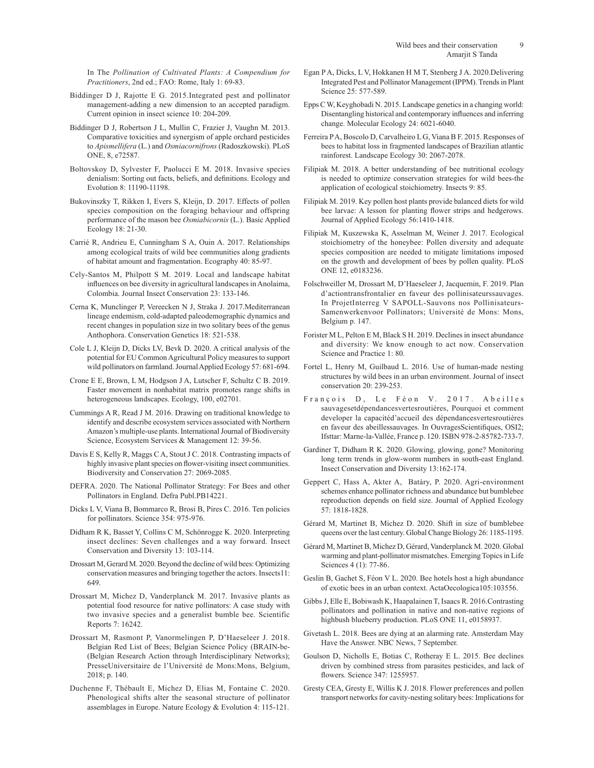In The *Pollination of Cultivated Plants: A Compendium for Practitioners*, 2nd ed.; FAO: Rome, Italy 1: 69-83.

Biddinger D J, Rajotte E G. 2015.Integrated pest and pollinator management-adding a new dimension to an accepted paradigm. Current opinion in insect science 10: 204-209.

Biddinger D J, Robertson J L, Mullin C, Frazier J, Vaughn M. 2013. Comparative toxicities and synergism of apple orchard pesticides to *Apismellifera* (L.) and *Osmiacornifrons* (Radoszkowski). PLoS ONE, 8, e72587.

Boltovskoy D, Sylvester F, Paolucci E M. 2018. Invasive species denialism: Sorting out facts, beliefs, and definitions. Ecology and Evolution 8: 11190-11198.

Bukovinszky T, Rikken I, Evers S, Kleijn, D. 2017. Effects of pollen species composition on the foraging behaviour and offspring performance of the mason bee *Osmiabicornis* (L.). Basic Applied Ecology 18: 21-30.

Carrié R, Andrieu E, Cunningham S A, Ouin A. 2017. Relationships among ecological traits of wild bee communities along gradients of habitat amount and fragmentation. Ecography 40: 85-97.

Cely-Santos M, Philpott S M. 2019. Local and landscape habitat influences on bee diversity in agricultural landscapes in Anolaima, Colombia. Journal Insect Conservation 23: 133-146.

Cerna K, Munclinger P, Vereecken N J, Straka J. 2017.Mediterranean lineage endemism, cold-adapted paleodemographic dynamics and recent changes in population size in two solitary bees of the genus Anthophora. Conservation Genetics 18: 521-538.

Cole L J, Kleijn D, Dicks LV, Bevk D. 2020. A critical analysis of the potential for EU Common Agricultural Policy measures to support wild pollinators on farmland. Journal Applied Ecology 57: 681-694.

Crone E E, Brown, L M, Hodgson J A, Lutscher F, Schultz C B. 2019. Faster movement in nonhabitat matrix promotes range shifts in heterogeneous landscapes. Ecology, 100, e02701.

Cummings A R, Read J M. 2016. Drawing on traditional knowledge to identify and describe ecosystem services associated with Northern Amazon's multiple-use plants. International Journal of Biodiversity Science, Ecosystem Services & Management 12: 39-56.

Davis E S, Kelly R, Maggs C A, Stout J C. 2018. Contrasting impacts of highly invasive plant species on flower-visiting insect communities. Biodiversity and Conservation 27: 2069-2085.

DEFRA. 2020. The National Pollinator Strategy: For Bees and other Pollinators in England. Defra Publ.PB14221.

Dicks L V, Viana B, Bommarco R, Brosi B, Pires C. 2016. Ten policies for pollinators. Science 354: 975-976.

Didham R K, Basset Y, Collins C M, Schönrogge K. 2020. Interpreting insect declines: Seven challenges and a way forward. Insect Conservation and Diversity 13: 103-114.

Drossart M, Gerard M. 2020. Beyond the decline of wild bees: Optimizing conservation measures and bringing together the actors. Insects11: 649.

Drossart M, Michez D, Vanderplanck M. 2017. Invasive plants as potential food resource for native pollinators: A case study with two invasive species and a generalist bumble bee. Scientific Reports 7: 16242.

Drossart M, Rasmont P, Vanormelingen P, D'Haeseleer J. 2018. Belgian Red List of Bees; Belgian Science Policy (BRAIN-be-(Belgian Research Action through Interdisciplinary Networks); PresseUniversitaire de l'Université de Mons:Mons, Belgium, 2018; p. 140.

Duchenne F, Thébault E, Michez D, Elias M, Fontaine C. 2020. Phenological shifts alter the seasonal structure of pollinator assemblages in Europe. Nature Ecology & Evolution 4: 115-121.

Egan P A, Dicks, L V, Hokkanen H M T, Stenberg J A. 2020.Delivering Integrated Pest and Pollinator Management (IPPM). Trends in Plant Science 25: 577-589.

Epps C W, Keyghobadi N. 2015. Landscape genetics in a changing world: Disentangling historical and contemporary influences and inferring change. Molecular Ecology 24: 6021-6040.

Ferreira P A, Boscolo D, Carvalheiro L G, Viana B F. 2015. Responses of bees to habitat loss in fragmented landscapes of Brazilian atlantic rainforest. Landscape Ecology 30: 2067-2078.

Filipiak M. 2018. A better understanding of bee nutritional ecology is needed to optimize conservation strategies for wild bees-the application of ecological stoichiometry. Insects 9: 85.

Filipiak M. 2019. Key pollen host plants provide balanced diets for wild bee larvae: A lesson for planting flower strips and hedgerows. Journal of Applied Ecology 56:1410-1418.

Filipiak M, Kuszewska K, Asselman M, Weiner J. 2017. Ecological stoichiometry of the honeybee: Pollen diversity and adequate species composition are needed to mitigate limitations imposed on the growth and development of bees by pollen quality. PLoS ONE 12, e0183236.

Folschweiller M, Drossart M, D'Haeseleer J, Jacquemin, F. 2019. Plan d'actiontransfrontalier en faveur des pollinisateurssauvages. In ProjetInterreg V SAPOLL-Sauvons nos Pollinisateurs-Samenwerkenvoor Pollinators; Université de Mons: Mons, Belgium p. 147.

Forister M L, Pelton E M, Black S H. 2019. Declines in insect abundance and diversity: We know enough to act now. Conservation Science and Practice 1: 80.

Fortel L, Henry M, Guilbaud L. 2016. Use of human-made nesting structures by wild bees in an urban environment. Journal of insect conservation 20: 239-253.

François D, Le Féon V. 2017. Abeilles sauvagesetdépendancesvertesroutières, Pourquoi et comment developer la capacitéd'accueil des dépendancesvertesroutières en faveur des abeillessauvages. In OuvragesScientifiques, OSI2; Ifsttar: Marne-la-Vallée, France p. 120. ISBN 978-2-85782-733-7.

Gardiner T, Didham R K. 2020. Glowing, glowing, gone? Monitoring long term trends in glow-worm numbers in south-east England. Insect Conservation and Diversity 13:162-174.

Geppert C, Hass A, Akter A, Batáry, P. 2020. Agri-environment schemes enhance pollinator richness and abundance but bumblebee reproduction depends on field size. Journal of Applied Ecology 57: 1818-1828.

Gérard M, Martinet B, Michez D. 2020. Shift in size of bumblebee queens over the last century. Global Change Biology 26: 1185-1195.

Gérard M, Martinet B, Michez D, Gérard, Vanderplanck M. 2020. Global warming and plant-pollinator mismatches. Emerging Topics in Life Sciences 4 (1): 77-86.

Geslin B, Gachet S, Féon V L. 2020. Bee hotels host a high abundance of exotic bees in an urban context. ActaOecologica105:103556.

Gibbs J, Elle E, Bobiwash K, Haapalainen T, Isaacs R. 2016.Contrasting pollinators and pollination in native and non-native regions of highbush blueberry production. PLoS ONE 11, e0158937.

Givetash L. 2018. Bees are dying at an alarming rate. Amsterdam May Have the Answer. NBC News, 7 September.

Goulson D, Nicholls E, Botias C, Rotheray E L. 2015. Bee declines driven by combined stress from parasites pesticides, and lack of flowers. Science 347: 1255957.

Gresty CEA, Gresty E, Willis K J. 2018. Flower preferences and pollen transport networks for cavity-nesting solitary bees: Implications for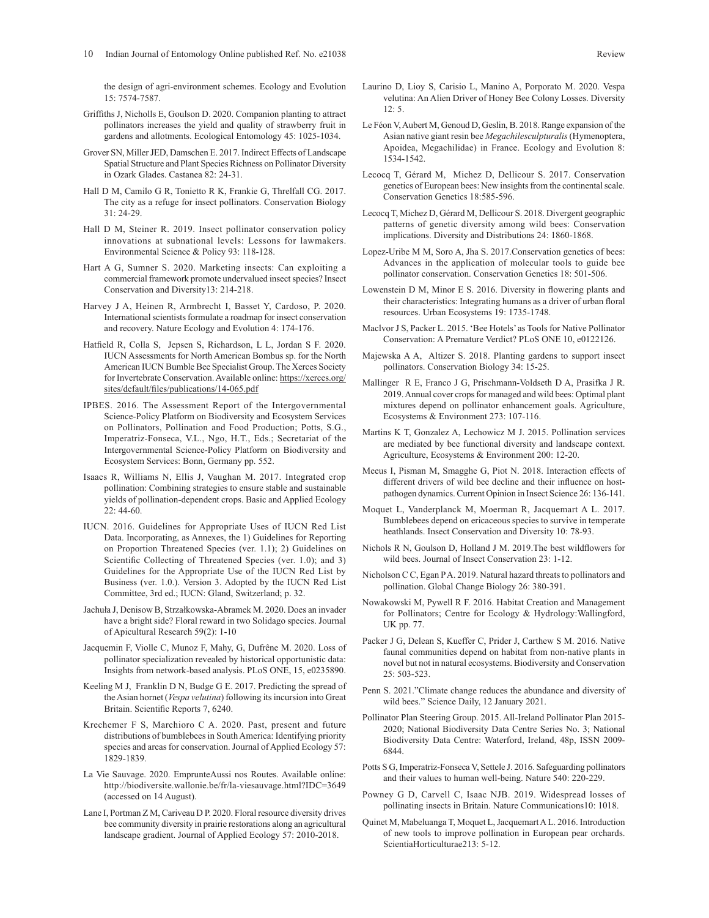the design of agri-environment schemes. Ecology and Evolution 15: 7574-7587.

Griffiths J, Nicholls E, Goulson D. 2020. Companion planting to attract pollinators increases the yield and quality of strawberry fruit in gardens and allotments. Ecological Entomology 45: 1025-1034.

Grover SN, Miller JED, Damschen E. 2017. Indirect Effects of Landscape Spatial Structure and Plant Species Richness on Pollinator Diversity in Ozark Glades. Castanea 82: 24-31.

Hall D M, Camilo G R, Tonietto R K, Frankie G, Threlfall CG. 2017. The city as a refuge for insect pollinators. Conservation Biology 31: 24-29.

Hall D M, Steiner R. 2019. Insect pollinator conservation policy innovations at subnational levels: Lessons for lawmakers. Environmental Science & Policy 93: 118-128.

Hart A G, Sumner S. 2020. Marketing insects: Can exploiting a commercial framework promote undervalued insect species? Insect Conservation and Diversity13: 214-218.

Harvey J A, Heinen R, Armbrecht I, Basset Y, Cardoso, P. 2020. International scientists formulate a roadmap for insect conservation and recovery. Nature Ecology and Evolution 4: 174-176.

Hatfield R, Colla S, Jepsen S, Richardson, L L, Jordan S F. 2020. IUCN Assessments for North American Bombus sp. for the North American IUCN Bumble Bee Specialist Group. The Xerces Society for Invertebrate Conservation. Available online: https://xerces.org/sites/default/files/publications/14-065.pdf

IPBES. 2016. The Assessment Report of the Intergovernmental Science-Policy Platform on Biodiversity and Ecosystem Services on Pollinators, Pollination and Food Production; Potts, S.G., Imperatriz-Fonseca, V.L., Ngo, H.T., Eds.; Secretariat of the Intergovernmental Science-Policy Platform on Biodiversity and Ecosystem Services: Bonn, Germany pp. 552.

Isaacs R, Williams N, Ellis J, Vaughan M. 2017. Integrated crop pollination: Combining strategies to ensure stable and sustainable yields of pollination-dependent crops. Basic and Applied Ecology 22: 44-60.

IUCN. 2016. Guidelines for Appropriate Uses of IUCN Red List Data. Incorporating, as Annexes, the 1) Guidelines for Reporting on Proportion Threatened Species (ver. 1.1); 2) Guidelines on Scientific Collecting of Threatened Species (ver. 1.0); and 3) Guidelines for the Appropriate Use of the IUCN Red List by Business (ver. 1.0.). Version 3. Adopted by the IUCN Red List Committee, 3rd ed.; IUCN: Gland, Switzerland; p. 32.

Jachuła J, Denisow B, Strzałkowska-Abramek M. 2020. Does an invader have a bright side? Floral reward in two Solidago species. Journal of Apicultural Research 59(2): 1-10

Jacquemin F, Violle C, Munoz F, Mahy, G, Dufrêne M. 2020. Loss of pollinator specialization revealed by historical opportunistic data: Insights from network-based analysis. PLoS ONE, 15, e0235890.

Keeling M J, Franklin D N, Budge G E. 2017. Predicting the spread of the Asian hornet (*Vespa velutina*) following its incursion into Great Britain. Scientific Reports 7, 6240.

Krechemer F S, Marchioro C A. 2020. Past, present and future distributions of bumblebees in South America: Identifying priority species and areas for conservation. Journal of Applied Ecology 57: 1829-1839.

La Vie Sauvage. 2020. EmprunteAussi nos Routes. Available online: http://biodiversite.wallonie.be/fr/la-viesauvage.html?IDC=3649 (accessed on 14 August).

Lane I, Portman Z M, Cariveau D P. 2020. Floral resource diversity drives bee community diversity in prairie restorations along an agricultural landscape gradient. Journal of Applied Ecology 57: 2010-2018.

Laurino D, Lioy S, Carisio L, Manino A, Porporato M. 2020. Vespa velutina: An Alien Driver of Honey Bee Colony Losses. Diversity 12: 5.

Le Féon V, Aubert M, Genoud D, Geslin, B. 2018. Range expansion of the Asian native giant resin bee *Megachilesculpturalis* (Hymenoptera, Apoidea, Megachilidae) in France. Ecology and Evolution 8: 1534-1542.

Lecocq T, Gérard M, Michez D, Dellicour S. 2017. Conservation genetics of European bees: New insights from the continental scale. Conservation Genetics 18:585-596.

Lecocq T, Michez D, Gérard M, Dellicour S. 2018. Divergent geographic patterns of genetic diversity among wild bees: Conservation implications. Diversity and Distributions 24: 1860-1868.

Lopez-Uribe M M, Soro A, Jha S. 2017.Conservation genetics of bees: Advances in the application of molecular tools to guide bee pollinator conservation. Conservation Genetics 18: 501-506.

Lowenstein D M, Minor E S. 2016. Diversity in flowering plants and their characteristics: Integrating humans as a driver of urban floral resources. Urban Ecosystems 19: 1735-1748.

MacIvor J S, Packer L. 2015. 'Bee Hotels' as Tools for Native Pollinator Conservation: A Premature Verdict? PLoS ONE 10, e0122126.

Majewska A A, Altizer S. 2018. Planting gardens to support insect pollinators. Conservation Biology 34: 15-25.

Mallinger R E, Franco J G, Prischmann-Voldseth D A, Prasifka J R. 2019. Annual cover crops for managed and wild bees: Optimal plant mixtures depend on pollinator enhancement goals. Agriculture, Ecosystems & Environment 273: 107-116.

Martins K T, Gonzalez A, Lechowicz M J. 2015. Pollination services are mediated by bee functional diversity and landscape context. Agriculture, Ecosystems & Environment 200: 12-20.

Meeus I, Pisman M, Smagghe G, Piot N. 2018. Interaction effects of different drivers of wild bee decline and their influence on host-pathogen dynamics. Current Opinion in Insect Science 26: 136-141.

Moquet L, Vanderplanck M, Moerman R, Jacquemart A L. 2017. Bumblebees depend on ericaceous species to survive in temperate heathlands. Insect Conservation and Diversity 10: 78-93.

Nichols R N, Goulson D, Holland J M. 2019.The best wildflowers for wild bees. Journal of Insect Conservation 23: 1-12.

Nicholson C C, Egan P A. 2019. Natural hazard threats to pollinators and pollination. Global Change Biology 26: 380-391.

Nowakowski M, Pywell R F. 2016. Habitat Creation and Management for Pollinators; Centre for Ecology & Hydrology:Wallingford, UK pp. 77.

Packer J G, Delean S, Kueffer C, Prider J, Carthew S M. 2016. Native faunal communities depend on habitat from non-native plants in novel but not in natural ecosystems. Biodiversity and Conservation 25: 503-523.

Penn S. 2021."Climate change reduces the abundance and diversity of wild bees." Science Daily, 12 January 2021.

Pollinator Plan Steering Group. 2015. All-Ireland Pollinator Plan 2015-2020; National Biodiversity Data Centre Series No. 3; National Biodiversity Data Centre: Waterford, Ireland, 48p, ISSN 2009-6844.

Potts S G, Imperatriz-Fonseca V, Settele J. 2016. Safeguarding pollinators and their values to human well-being. Nature 540: 220-229.

Powney G D, Carvell C, Isaac NJB. 2019. Widespread losses of pollinating insects in Britain. Nature Communications10: 1018.

Quinet M, Mabeluanga T, Moquet L, Jacquemart A L. 2016. Introduction of new tools to improve pollination in European pear orchards. ScientiaHorticulturae213: 5-12.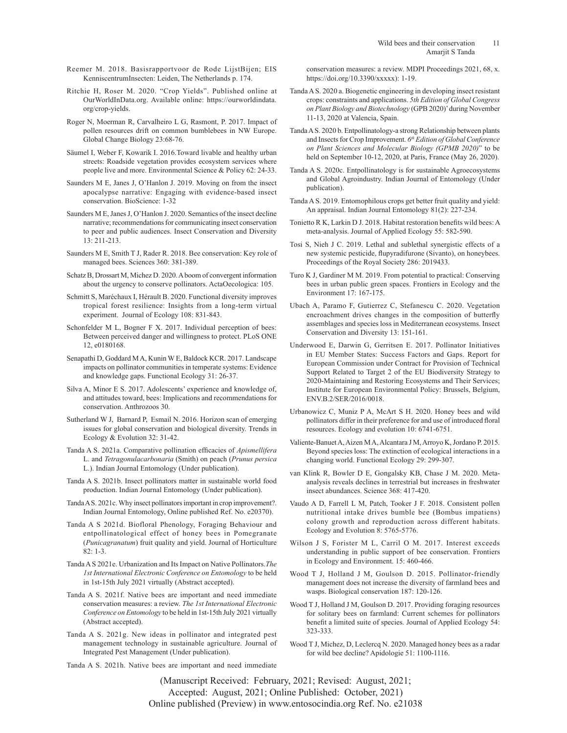Reemer M. 2018. Basisrapportvoor de Rode LijstBijen; EIS KenniscentrumInsecten: Leiden, The Netherlands p. 174.

Ritchie H, Roser M. 2020. "Crop Yields". Published online at OurWorldInData.org. Available online: https://ourworldindata.org/crop-yields.

Roger N, Moerman R, Carvalheiro L G, Rasmont, P. 2017. Impact of pollen resources drift on common bumblebees in NW Europe. Global Change Biology 23:68-76.

Säumel I, Weber F, Kowarik I. 2016.Toward livable and healthy urban streets: Roadside vegetation provides ecosystem services where people live and more. Environmental Science & Policy 62: 24-33.

Saunders M E, Janes J, O'Hanlon J. 2019. Moving on from the insect apocalypse narrative: Engaging with evidence-based insect conservation. BioScience: 1-32

Saunders M E, Janes J, O'Hanlon J. 2020. Semantics of the insect decline narrative; recommendations for communicating insect conservation to peer and public audiences. Insect Conservation and Diversity 13: 211-213.

Saunders M E, Smith T J, Rader R. 2018. Bee conservation: Key role of managed bees. Sciences 360: 381-389.

Schatz B, Drossart M, Michez D. 2020. A boom of convergent information about the urgency to conserve pollinators. ActaOecologica: 105.

Schmitt S, Maréchaux I, Hérault B. 2020. Functional diversity improves tropical forest resilience: Insights from a long-term virtual experiment. Journal of Ecology 108: 831-843.

Schonfelder M L, Bogner F X. 2017. Individual perception of bees: Between perceived danger and willingness to protect. PLoS ONE 12, e0180168.

Senapathi D, Goddard M A, Kunin W E, Baldock KCR. 2017. Landscape impacts on pollinator communities in temperate systems: Evidence and knowledge gaps. Functional Ecology 31: 26-37.

Silva A, Minor E S. 2017. Adolescents' experience and knowledge of, and attitudes toward, bees: Implications and recommendations for conservation. Anthrozoos 30.

Sutherland W J, Barnard P, Esmail N. 2016. Horizon scan of emerging issues for global conservation and biological diversity. Trends in Ecology & Evolution 32: 31-42.

Tanda A S. 2021a. Comparative pollination efficacies of *Apismellifera* L. and *Tetragonulacarbonaria* (Smith) on peach (*Prunus persica* L.). Indian Journal Entomology (Under publication).

Tanda A S. 2021b. Insect pollinators matter in sustainable world food production. Indian Journal Entomology (Under publication).

Tanda A S. 2021c. Why insect pollinators important in crop improvement?. Indian Journal Entomology, Online published Ref. No. e20370).

Tanda A S 2021d. Biofloral Phenology, Foraging Behaviour and entpollinatological effect of honey bees in Pomegranate (*Punicagranatum*) fruit quality and yield. Journal of Horticulture 82: 1-3.

Tanda A S 2021e. Urbanization and Its Impact on Native Pollinators. *The 1st International Electronic Conference on Entomology* to be held in 1st-15th July 2021 virtually (Abstract accepted).

Tanda A S. 2021f. Native bees are important and need immediate conservation measures: a review. *The 1st International Electronic Conference on Entomology* to be held in 1st-15th July 2021 virtually (Abstract accepted).

Tanda A S. 2021g. New ideas in pollinator and integrated pest management technology in sustainable agriculture. Journal of Integrated Pest Management (Under publication).

Tanda A S. 2021h. Native bees are important and need immediate conservation measures: a review. MDPI Proceedings 2021, 68, x. https://doi.org/10.3390/xxxxx): 1-19.

Tanda A S. 2020 a. Biogenetic engineering in developing insect resistant crops: constraints and applications. *5th Edition of Global Congress on Plant Biology and Biotechnology* (GPB 2020)' during November 11-13, 2020 at Valencia, Spain.

Tanda A S. 2020 b. Entpollinatology-a strong Relationship between plants and Insects for Crop Improvement. *6th Edition of Global Conference on Plant Sciences and Molecular Biology (GPMB 2020)*" to be held on September 10-12, 2020, at Paris, France (May 26, 2020).

Tanda A S. 2020c. Entpollinatology is for sustainable Agroecosystems and Global Agroindustry. Indian Journal of Entomology (Under publication).

Tanda A S. 2019. Entomophilous crops get better fruit quality and yield: An appraisal. Indian Journal Entomology 81(2): 227-234.

Tonietto R K, Larkin D J. 2018. Habitat restoration benefits wild bees: A meta-analysis. Journal of Applied Ecology 55: 582-590.

Tosi S, Nieh J C. 2019. Lethal and sublethal synergistic effects of a new systemic pesticide, flupyradifurone (Sivanto), on honeybees. Proceedings of the Royal Society 286: 2019433.

Turo K J, Gardiner M M. 2019. From potential to practical: Conserving bees in urban public green spaces. Frontiers in Ecology and the Environment 17: 167-175.

Ubach A, Paramo F, Gutierrez C, Stefanescu C. 2020. Vegetation encroachment drives changes in the composition of butterfly assemblages and species loss in Mediterranean ecosystems. Insect Conservation and Diversity 13: 151-161.

Underwood E, Darwin G, Gerritsen E. 2017. Pollinator Initiatives in EU Member States: Success Factors and Gaps. Report for European Commission under Contract for Provision of Technical Support Related to Target 2 of the EU Biodiversity Strategy to 2020-Maintaining and Restoring Ecosystems and Their Services; Institute for European Environmental Policy: Brussels, Belgium, ENV.B.2/SER/2016/0018.

Urbanowicz C, Muniz P A, McArt S H. 2020. Honey bees and wild pollinators differ in their preference for and use of introduced floral resources. Ecology and evolution 10: 6741-6751.

Valiente-Banuet A, Aizen M A, Alcantara J M, Arroyo K, Jordano P. 2015. Beyond species loss: The extinction of ecological interactions in a changing world. Functional Ecology 29: 299-307.

van Klink R, Bowler D E, Gongalsky KB, Chase J M. 2020. Meta-analysis reveals declines in terrestrial but increases in freshwater insect abundances. Science 368: 417-420.

Vaudo A D, Farrell L M, Patch, Tooker J F. 2018. Consistent pollen nutritional intake drives bumble bee (Bombus impatiens) colony growth and reproduction across different habitats. Ecology and Evolution 8: 5765-5776.

Wilson J S, Forister M L, Carril O M. 2017. Interest exceeds understanding in public support of bee conservation. Frontiers in Ecology and Environment. 15: 460-466.

Wood T J, Holland J M, Goulson D. 2015. Pollinator-friendly management does not increase the diversity of farmland bees and wasps. Biological conservation 187: 120-126.

Wood T J, Holland J M, Goulson D. 2017. Providing foraging resources for solitary bees on farmland: Current schemes for pollinators benefit a limited suite of species. Journal of Applied Ecology 54: 323-333.

Wood T J, Michez, D, Leclercq N. 2020. Managed honey bees as a radar for wild bee decline? Apidologie 51: 1100-1116.

(Manuscript Received: February, 2021; Revised: August, 2021;
Accepted: August, 2021; Online Published: October, 2021)
Online published (Preview) in www.entosocindia.org Ref. No. e21038